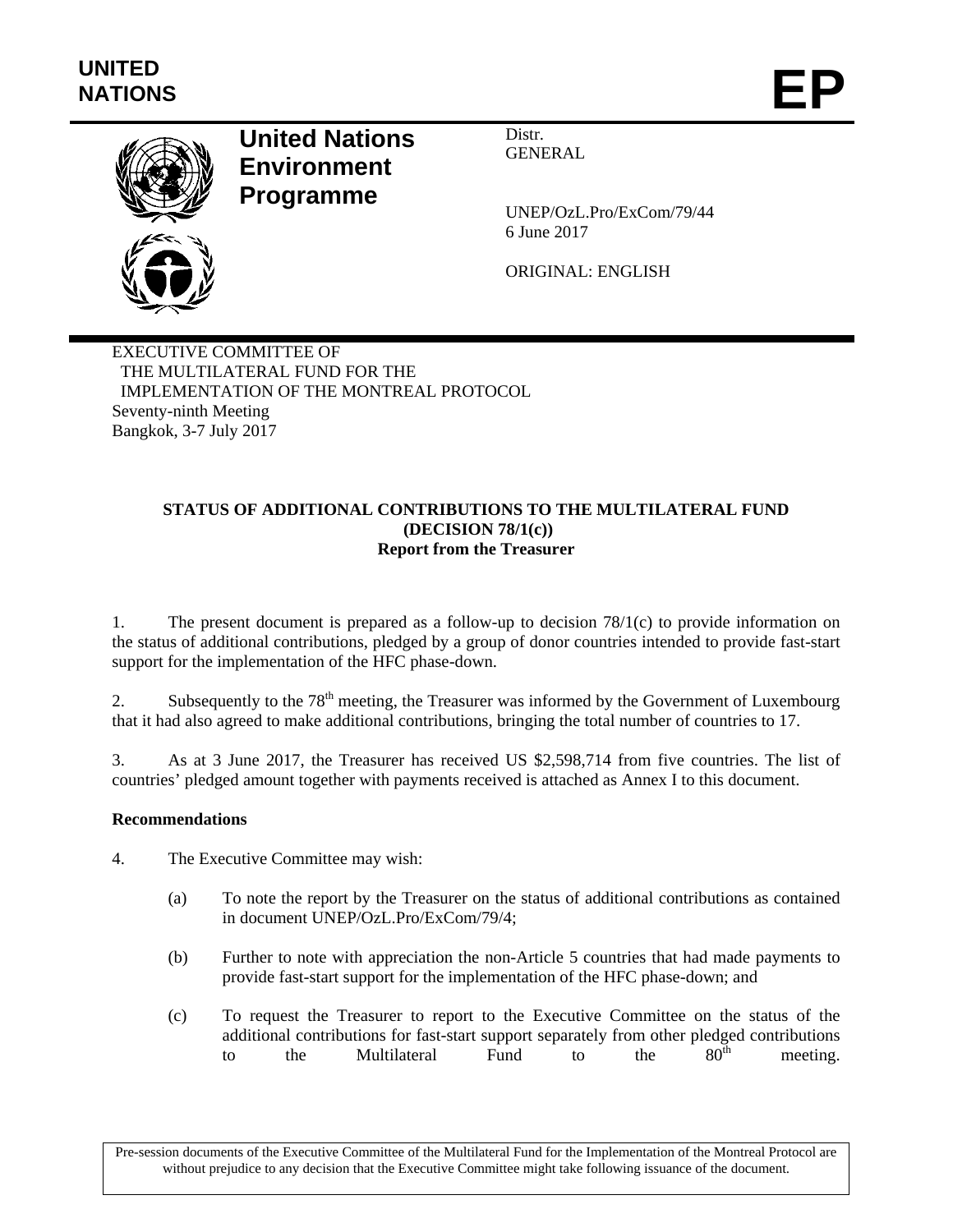UNITED NATIONS

# EP

**United Nations Environment Programme**

Distr.
GENERAL

UNEP/OzL.Pro/ExCom/79/44
6 June 2017

ORIGINAL: ENGLISH

EXECUTIVE COMMITTEE OF
THE MULTILATERAL FUND FOR THE
IMPLEMENTATION OF THE MONTREAL PROTOCOL
Seventy-ninth Meeting
Bangkok, 3-7 July 2017

## STATUS OF ADDITIONAL CONTRIBUTIONS TO THE MULTILATERAL FUND (DECISION 78/1(c))
**Report from the Treasurer**

1. The present document is prepared as a follow-up to decision 78/1(c) to provide information on the status of additional contributions, pledged by a group of donor countries intended to provide fast-start support for the implementation of the HFC phase-down.

2. Subsequently to the 78th meeting, the Treasurer was informed by the Government of Luxembourg that it had also agreed to make additional contributions, bringing the total number of countries to 17.

3. As at 3 June 2017, the Treasurer has received US $2,598,714 from five countries. The list of countries' pledged amount together with payments received is attached as Annex I to this document.

**Recommendations**

4. The Executive Committee may wish:

   (a) To note the report by the Treasurer on the status of additional contributions as contained in document UNEP/OzL.Pro/ExCom/79/4;

   (b) Further to note with appreciation the non-Article 5 countries that had made payments to provide fast-start support for the implementation of the HFC phase-down; and

   (c) To request the Treasurer to report to the Executive Committee on the status of the additional contributions for fast-start support separately from other pledged contributions to the Multilateral Fund to the 80th meeting.

Pre-session documents of the Executive Committee of the Multilateral Fund for the Implementation of the Montreal Protocol are without prejudice to any decision that the Executive Committee might take following issuance of the document.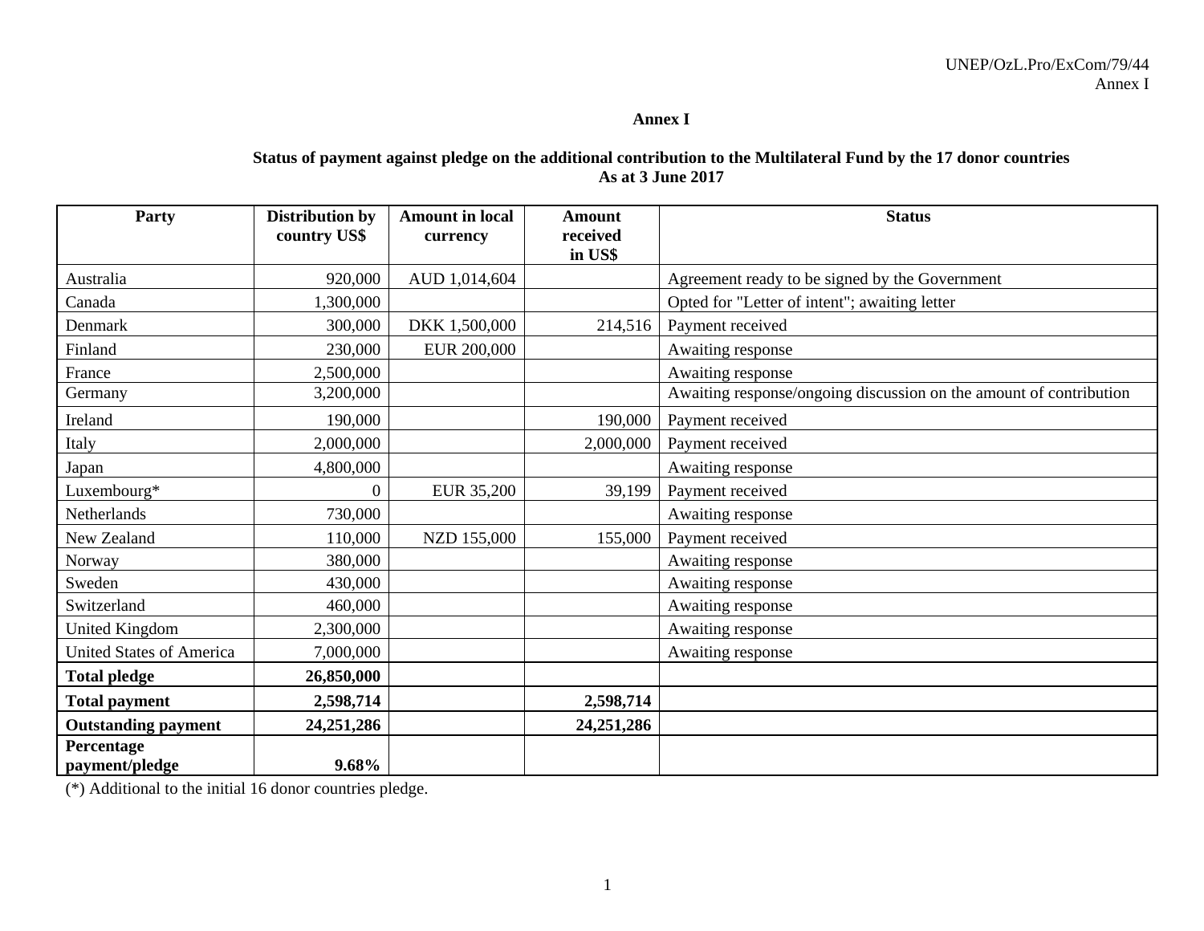# Annex I

**Status of payment against pledge on the additional contribution to the Multilateral Fund by the 17 donor countries**
**As at 3 June 2017**

| Party | Distribution by country US$ | Amount in local currency | Amount received in US$ | Status |
|---|---|---|---|---|
| Australia | 920,000 | AUD 1,014,604 | | Agreement ready to be signed by the Government |
| Canada | 1,300,000 | | | Opted for "Letter of intent"; awaiting letter |
| Denmark | 300,000 | DKK 1,500,000 | 214,516 | Payment received |
| Finland | 230,000 | EUR 200,000 | | Awaiting response |
| France | 2,500,000 | | | Awaiting response |
| Germany | 3,200,000 | | | Awaiting response/ongoing discussion on the amount of contribution |
| Ireland | 190,000 | | 190,000 | Payment received |
| Italy | 2,000,000 | | 2,000,000 | Payment received |
| Japan | 4,800,000 | | | Awaiting response |
| Luxembourg* | 0 | EUR 35,200 | 39,199 | Payment received |
| Netherlands | 730,000 | | | Awaiting response |
| New Zealand | 110,000 | NZD 155,000 | 155,000 | Payment received |
| Norway | 380,000 | | | Awaiting response |
| Sweden | 430,000 | | | Awaiting response |
| Switzerland | 460,000 | | | Awaiting response |
| United Kingdom | 2,300,000 | | | Awaiting response |
| United States of America | 7,000,000 | | | Awaiting response |
| **Total pledge** | **26,850,000** | | | |
| **Total payment** | **2,598,714** | | **2,598,714** | |
| **Outstanding payment** | **24,251,286** | | **24,251,286** | |
| **Percentage payment/pledge** | **9.68%** | | | |

(*) Additional to the initial 16 donor countries pledge.